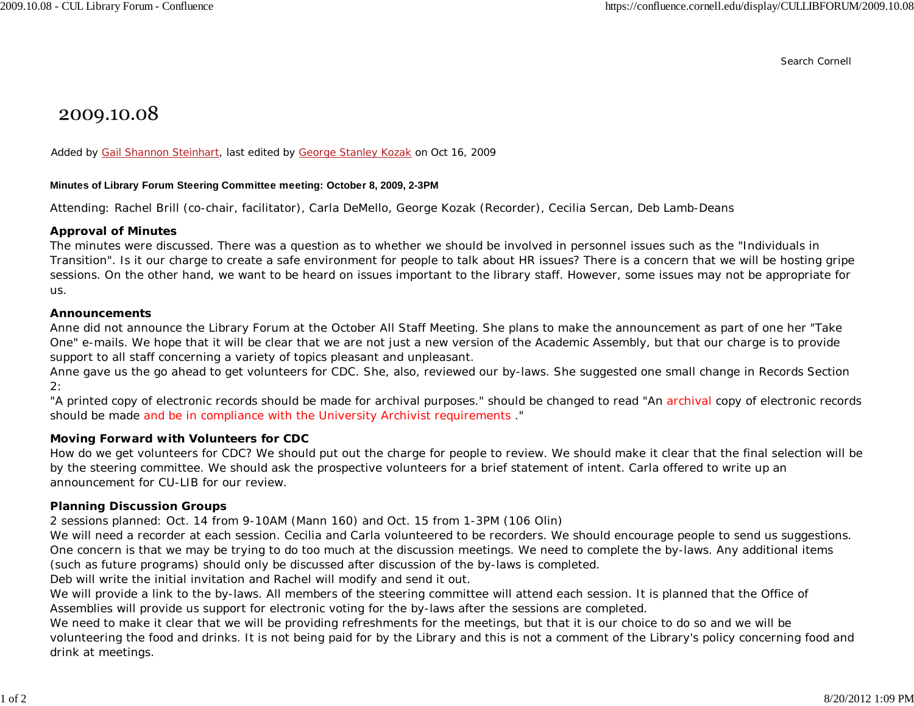Search Cornell

# 2009.10.08

Added by Gail Shannon Steinhart, last edited by George Stanley Kozak on Oct 16, 2009

**Minutes of Library Forum Steering Committee meeting: October 8, 2009, 2-3PM**

Attending: Rachel Brill (co-chair, facilitator), Carla DeMello, George Kozak (Recorder), Cecilia Sercan, Deb Lamb-Deans

**Approval of Minutes**
The minutes were discussed. There was a question as to whether we should be involved in personnel issues such as the "Individuals in Transition". Is it our charge to create a safe environment for people to talk about HR issues? There is a concern that we will be hosting gripe sessions. On the other hand, we want to be heard on issues important to the library staff. However, some issues may not be appropriate for us.

**Announcements**
Anne did not announce the Library Forum at the October All Staff Meeting. She plans to make the announcement as part of one her "Take One" e-mails. We hope that it will be clear that we are not just a new version of the Academic Assembly, but that our charge is to provide support to all staff concerning a variety of topics pleasant and unpleasant.
Anne gave us the go ahead to get volunteers for CDC. She, also, reviewed our by-laws. She suggested one small change in Records Section 2:
"A printed copy of electronic records should be made for archival purposes." should be changed to read "An archival copy of electronic records should be made and be in compliance with the University Archivist requirements ."

**Moving Forward with Volunteers for CDC**
How do we get volunteers for CDC? We should put out the charge for people to review. We should make it clear that the final selection will be by the steering committee. We should ask the prospective volunteers for a brief statement of intent. Carla offered to write up an announcement for CU-LIB for our review.

**Planning Discussion Groups**
2 sessions planned: Oct. 14 from 9-10AM (Mann 160) and Oct. 15 from 1-3PM (106 Olin)
We will need a recorder at each session. Cecilia and Carla volunteered to be recorders. We should encourage people to send us suggestions. One concern is that we may be trying to do too much at the discussion meetings. We need to complete the by-laws. Any additional items (such as future programs) should only be discussed after discussion of the by-laws is completed.
Deb will write the initial invitation and Rachel will modify and send it out.
We will provide a link to the by-laws. All members of the steering committee will attend each session. It is planned that the Office of Assemblies will provide us support for electronic voting for the by-laws after the sessions are completed.
We need to make it clear that we will be providing refreshments for the meetings, but that it is our choice to do so and we will be volunteering the food and drinks. It is not being paid for by the Library and this is not a comment of the Library's policy concerning food and drink at meetings.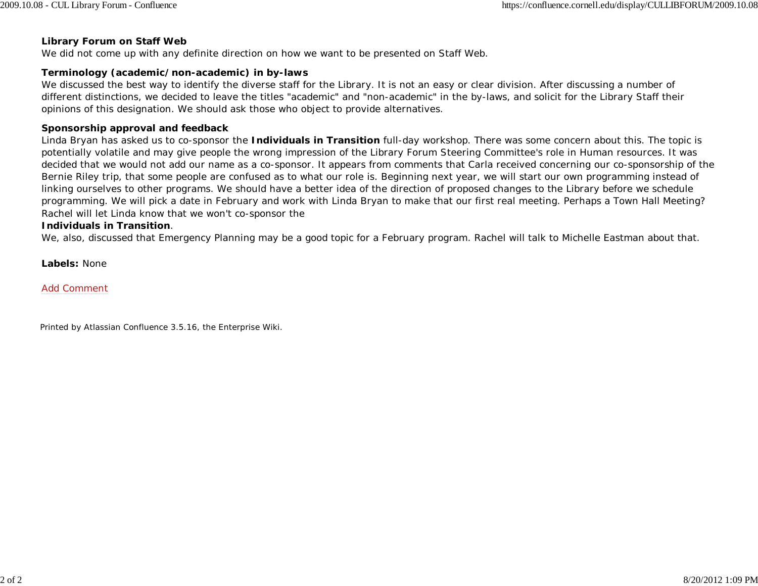**Library Forum on Staff Web**
We did not come up with any definite direction on how we want to be presented on Staff Web.

**Terminology (academic/non-academic) in by-laws**
We discussed the best way to identify the diverse staff for the Library. It is not an easy or clear division. After discussing a number of different distinctions, we decided to leave the titles "academic" and "non-academic" in the by-laws, and solicit for the Library Staff their opinions of this designation. We should ask those who object to provide alternatives.

**Sponsorship approval and feedback**
Linda Bryan has asked us to co-sponsor the **Individuals in Transition** full-day workshop. There was some concern about this. The topic is potentially volatile and may give people the wrong impression of the Library Forum Steering Committee's role in Human resources. It was decided that we would not add our name as a co-sponsor. It appears from comments that Carla received concerning our co-sponsorship of the Bernie Riley trip, that some people are confused as to what our role is. Beginning next year, we will start our own programming instead of linking ourselves to other programs. We should have a better idea of the direction of proposed changes to the Library before we schedule programming. We will pick a date in February and work with Linda Bryan to make that our first real meeting. Perhaps a Town Hall Meeting? Rachel will let Linda know that we won't co-sponsor the
**Individuals in Transition**.
We, also, discussed that Emergency Planning may be a good topic for a February program. Rachel will talk to Michelle Eastman about that.

**Labels:** None

Add Comment

Printed by Atlassian Confluence 3.5.16, the Enterprise Wiki.